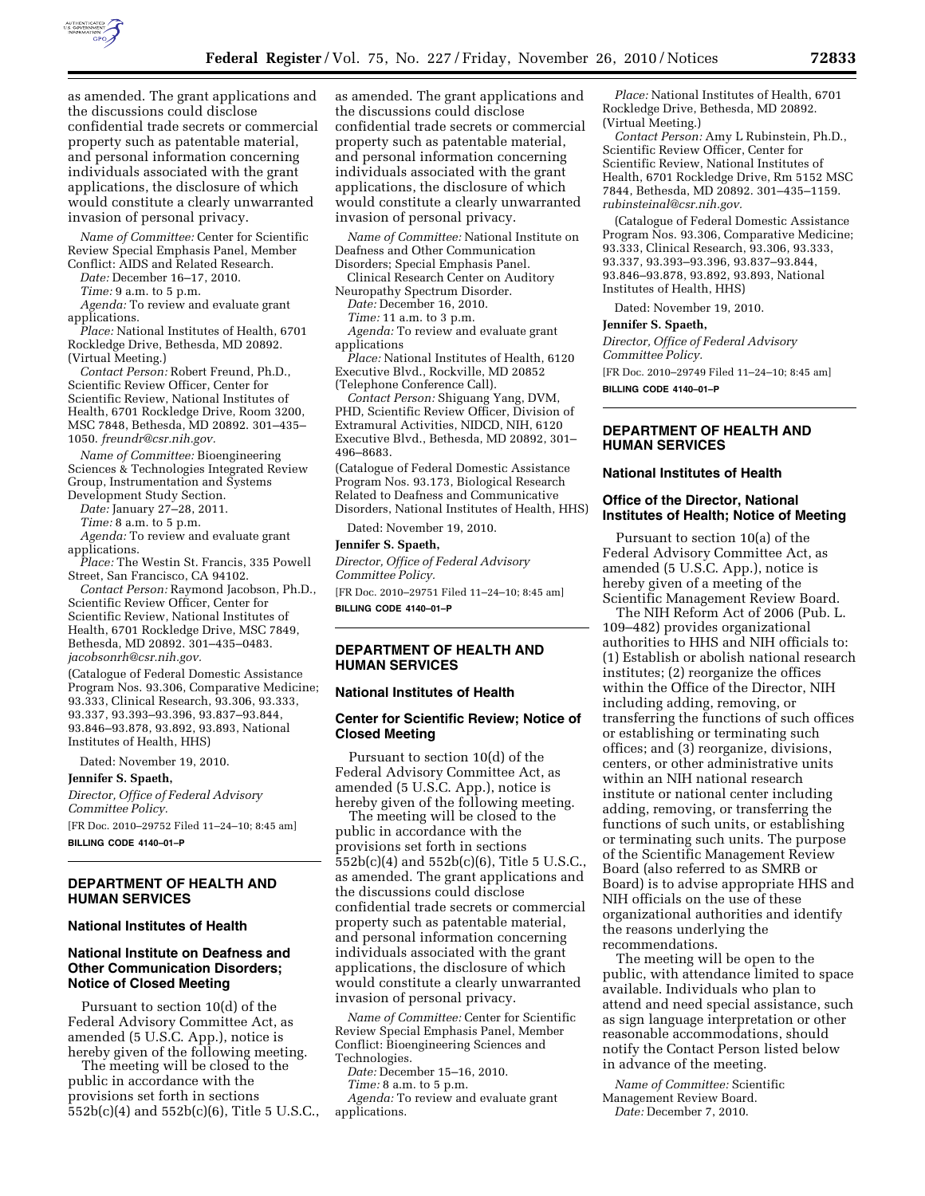as amended. The grant applications and the discussions could disclose confidential trade secrets or commercial property such as patentable material, and personal information concerning individuals associated with the grant applications, the disclosure of which would constitute a clearly unwarranted invasion of personal privacy.

*Name of Committee:* Center for Scientific Review Special Emphasis Panel, Member Conflict: AIDS and Related Research.

*Date:* December 16–17, 2010.

*Time:* 9 a.m. to 5 p.m.

*Agenda:* To review and evaluate grant applications.

*Place:* National Institutes of Health, 6701 Rockledge Drive, Bethesda, MD 20892. (Virtual Meeting.)

*Contact Person:* Robert Freund, Ph.D., Scientific Review Officer, Center for Scientific Review, National Institutes of Health, 6701 Rockledge Drive, Room 3200, MSC 7848, Bethesda, MD 20892. 301–435–1050. *freundr@csr.nih.gov.*

*Name of Committee:* Bioengineering Sciences & Technologies Integrated Review Group, Instrumentation and Systems Development Study Section.

*Date:* January 27–28, 2011.

*Time:* 8 a.m. to 5 p.m.

*Agenda:* To review and evaluate grant applications.

*Place:* The Westin St. Francis, 335 Powell Street, San Francisco, CA 94102.

*Contact Person:* Raymond Jacobson, Ph.D., Scientific Review Officer, Center for Scientific Review, National Institutes of Health, 6701 Rockledge Drive, MSC 7849, Bethesda, MD 20892. 301–435–0483. *jacobsonrh@csr.nih.gov.*

(Catalogue of Federal Domestic Assistance Program Nos. 93.306, Comparative Medicine; 93.333, Clinical Research, 93.306, 93.333, 93.337, 93.393–93.396, 93.837–93.844, 93.846–93.878, 93.892, 93.893, National Institutes of Health, HHS)

Dated: November 19, 2010.

**Jennifer S. Spaeth,**

*Director, Office of Federal Advisory Committee Policy.*

[FR Doc. 2010–29752 Filed 11–24–10; 8:45 am]

**BILLING CODE 4140–01–P**

---

## DEPARTMENT OF HEALTH AND HUMAN SERVICES

### National Institutes of Health

### National Institute on Deafness and Other Communication Disorders; Notice of Closed Meeting

Pursuant to section 10(d) of the Federal Advisory Committee Act, as amended (5 U.S.C. App.), notice is hereby given of the following meeting.

The meeting will be closed to the public in accordance with the provisions set forth in sections 552b(c)(4) and 552b(c)(6), Title 5 U.S.C., as amended. The grant applications and the discussions could disclose confidential trade secrets or commercial property such as patentable material, and personal information concerning individuals associated with the grant applications, the disclosure of which would constitute a clearly unwarranted invasion of personal privacy.

*Name of Committee:* National Institute on Deafness and Other Communication Disorders; Special Emphasis Panel.

Clinical Research Center on Auditory Neuropathy Spectrum Disorder.

*Date:* December 16, 2010.

*Time:* 11 a.m. to 3 p.m.

*Agenda:* To review and evaluate grant applications

*Place:* National Institutes of Health, 6120 Executive Blvd., Rockville, MD 20852 (Telephone Conference Call).

*Contact Person:* Shiguang Yang, DVM, PHD, Scientific Review Officer, Division of Extramural Activities, NIDCD, NIH, 6120 Executive Blvd., Bethesda, MD 20892, 301–496–8683.

(Catalogue of Federal Domestic Assistance Program Nos. 93.173, Biological Research Related to Deafness and Communicative Disorders, National Institutes of Health, HHS)

Dated: November 19, 2010.

**Jennifer S. Spaeth,**

*Director, Office of Federal Advisory Committee Policy.*

[FR Doc. 2010–29751 Filed 11–24–10; 8:45 am]

**BILLING CODE 4140–01–P**

---

## DEPARTMENT OF HEALTH AND HUMAN SERVICES

### National Institutes of Health

### Center for Scientific Review; Notice of Closed Meeting

Pursuant to section 10(d) of the Federal Advisory Committee Act, as amended (5 U.S.C. App.), notice is hereby given of the following meeting.

The meeting will be closed to the public in accordance with the provisions set forth in sections 552b(c)(4) and 552b(c)(6), Title 5 U.S.C., as amended. The grant applications and the discussions could disclose confidential trade secrets or commercial property such as patentable material, and personal information concerning individuals associated with the grant applications, the disclosure of which would constitute a clearly unwarranted invasion of personal privacy.

*Name of Committee:* Center for Scientific Review Special Emphasis Panel, Member Conflict: Bioengineering Sciences and Technologies.

*Date:* December 15–16, 2010.

*Time:* 8 a.m. to 5 p.m.

*Agenda:* To review and evaluate grant applications.

*Place:* National Institutes of Health, 6701 Rockledge Drive, Bethesda, MD 20892. (Virtual Meeting.)

*Contact Person:* Amy L Rubinstein, Ph.D., Scientific Review Officer, Center for Scientific Review, National Institutes of Health, 6701 Rockledge Drive, Rm 5152 MSC 7844, Bethesda, MD 20892. 301–435–1159. *rubinsteinal@csr.nih.gov.*

(Catalogue of Federal Domestic Assistance Program Nos. 93.306, Comparative Medicine; 93.333, Clinical Research, 93.306, 93.333, 93.337, 93.393–93.396, 93.837–93.844, 93.846–93.878, 93.892, 93.893, National Institutes of Health, HHS)

Dated: November 19, 2010.

**Jennifer S. Spaeth,**

*Director, Office of Federal Advisory Committee Policy.*

[FR Doc. 2010–29749 Filed 11–24–10; 8:45 am]

**BILLING CODE 4140–01–P**

---

## DEPARTMENT OF HEALTH AND HUMAN SERVICES

### National Institutes of Health

### Office of the Director, National Institutes of Health; Notice of Meeting

Pursuant to section 10(a) of the Federal Advisory Committee Act, as amended (5 U.S.C. App.), notice is hereby given of a meeting of the Scientific Management Review Board.

The NIH Reform Act of 2006 (Pub. L. 109–482) provides organizational authorities to HHS and NIH officials to: (1) Establish or abolish national research institutes; (2) reorganize the offices within the Office of the Director, NIH including adding, removing, or transferring the functions of such offices or establishing or terminating such offices; and (3) reorganize, divisions, centers, or other administrative units within an NIH national research institute or national center including adding, removing, or transferring the functions of such units, or establishing or terminating such units. The purpose of the Scientific Management Review Board (also referred to as SMRB or Board) is to advise appropriate HHS and NIH officials on the use of these organizational authorities and identify the reasons underlying the recommendations.

The meeting will be open to the public, with attendance limited to space available. Individuals who plan to attend and need special assistance, such as sign language interpretation or other reasonable accommodations, should notify the Contact Person listed below in advance of the meeting.

*Name of Committee:* Scientific Management Review Board.

*Date:* December 7, 2010.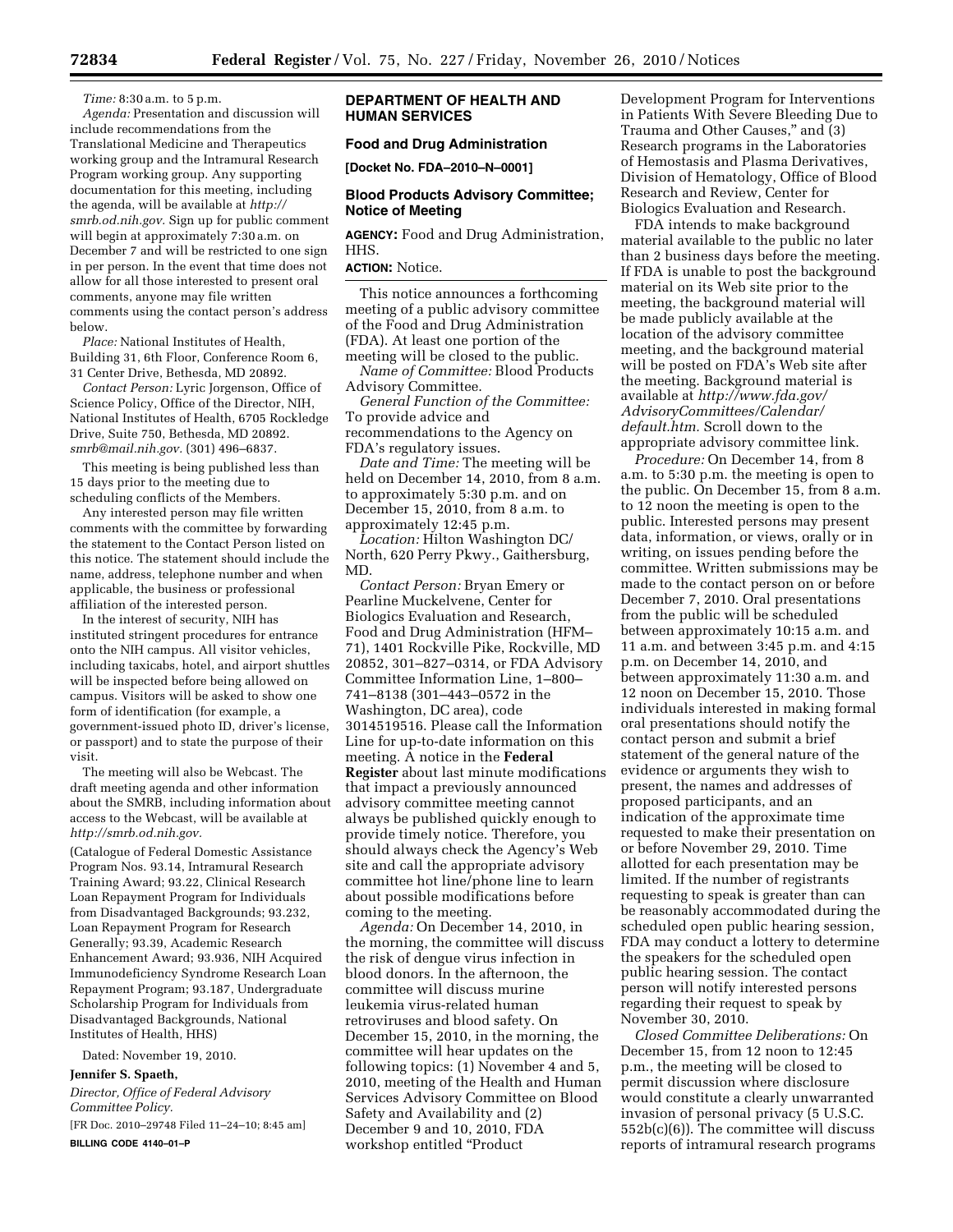*Time:* 8:30 a.m. to 5 p.m.

*Agenda:* Presentation and discussion will include recommendations from the Translational Medicine and Therapeutics working group and the Intramural Research Program working group. Any supporting documentation for this meeting, including the agenda, will be available at *http://smrb.od.nih.gov.* Sign up for public comment will begin at approximately 7:30 a.m. on December 7 and will be restricted to one sign in per person. In the event that time does not allow for all those interested to present oral comments, anyone may file written comments using the contact person's address below.

*Place:* National Institutes of Health, Building 31, 6th Floor, Conference Room 6, 31 Center Drive, Bethesda, MD 20892.

*Contact Person:* Lyric Jorgenson, Office of Science Policy, Office of the Director, NIH, National Institutes of Health, 6705 Rockledge Drive, Suite 750, Bethesda, MD 20892. *smrb@mail.nih.gov.* (301) 496–6837.

This meeting is being published less than 15 days prior to the meeting due to scheduling conflicts of the Members.

Any interested person may file written comments with the committee by forwarding the statement to the Contact Person listed on this notice. The statement should include the name, address, telephone number and when applicable, the business or professional affiliation of the interested person.

In the interest of security, NIH has instituted stringent procedures for entrance onto the NIH campus. All visitor vehicles, including taxicabs, hotel, and airport shuttles will be inspected before being allowed on campus. Visitors will be asked to show one form of identification (for example, a government-issued photo ID, driver's license, or passport) and to state the purpose of their visit.

The meeting will also be Webcast. The draft meeting agenda and other information about the SMRB, including information about access to the Webcast, will be available at *http://smrb.od.nih.gov.*

(Catalogue of Federal Domestic Assistance Program Nos. 93.14, Intramural Research Training Award; 93.22, Clinical Research Loan Repayment Program for Individuals from Disadvantaged Backgrounds; 93.232, Loan Repayment Program for Research Generally; 93.39, Academic Research Enhancement Award; 93.936, NIH Acquired Immunodeficiency Syndrome Research Loan Repayment Program; 93.187, Undergraduate Scholarship Program for Individuals from Disadvantaged Backgrounds, National Institutes of Health, HHS)

Dated: November 19, 2010.

**Jennifer S. Spaeth,**

*Director, Office of Federal Advisory Committee Policy.*

[FR Doc. 2010–29748 Filed 11–24–10; 8:45 am]

**BILLING CODE 4140–01–P**

## DEPARTMENT OF HEALTH AND HUMAN SERVICES

### Food and Drug Administration

**[Docket No. FDA–2010–N–0001]**

### Blood Products Advisory Committee; Notice of Meeting

**AGENCY:** Food and Drug Administration, HHS.

**ACTION:** Notice.

This notice announces a forthcoming meeting of a public advisory committee of the Food and Drug Administration (FDA). At least one portion of the meeting will be closed to the public.

*Name of Committee:* Blood Products Advisory Committee.

*General Function of the Committee:* To provide advice and recommendations to the Agency on FDA's regulatory issues.

*Date and Time:* The meeting will be held on December 14, 2010, from 8 a.m. to approximately 5:30 p.m. and on December 15, 2010, from 8 a.m. to approximately 12:45 p.m.

*Location:* Hilton Washington DC/North, 620 Perry Pkwy., Gaithersburg, MD.

*Contact Person:* Bryan Emery or Pearline Muckelvene, Center for Biologics Evaluation and Research, Food and Drug Administration (HFM–71), 1401 Rockville Pike, Rockville, MD 20852, 301–827–0314, or FDA Advisory Committee Information Line, 1–800–741–8138 (301–443–0572 in the Washington, DC area), code 3014519516. Please call the Information Line for up-to-date information on this meeting. A notice in the **Federal Register** about last minute modifications that impact a previously announced advisory committee meeting cannot always be published quickly enough to provide timely notice. Therefore, you should always check the Agency's Web site and call the appropriate advisory committee hot line/phone line to learn about possible modifications before coming to the meeting.

*Agenda:* On December 14, 2010, in the morning, the committee will discuss the risk of dengue virus infection in blood donors. In the afternoon, the committee will discuss murine leukemia virus-related human retroviruses and blood safety. On December 15, 2010, in the morning, the committee will hear updates on the following topics: (1) November 4 and 5, 2010, meeting of the Health and Human Services Advisory Committee on Blood Safety and Availability and (2) December 9 and 10, 2010, FDA workshop entitled "Product Development Program for Interventions in Patients With Severe Bleeding Due to Trauma and Other Causes," and (3) Research programs in the Laboratories of Hemostasis and Plasma Derivatives, Division of Hematology, Office of Blood Research and Review, Center for Biologics Evaluation and Research.

FDA intends to make background material available to the public no later than 2 business days before the meeting. If FDA is unable to post the background material on its Web site prior to the meeting, the background material will be made publicly available at the location of the advisory committee meeting, and the background material will be posted on FDA's Web site after the meeting. Background material is available at *http://www.fda.gov/AdvisoryCommittees/Calendar/default.htm.* Scroll down to the appropriate advisory committee link.

*Procedure:* On December 14, from 8 a.m. to 5:30 p.m. the meeting is open to the public. On December 15, from 8 a.m. to 12 noon the meeting is open to the public. Interested persons may present data, information, or views, orally or in writing, on issues pending before the committee. Written submissions may be made to the contact person on or before December 7, 2010. Oral presentations from the public will be scheduled between approximately 10:15 a.m. and 11 a.m. and between 3:45 p.m. and 4:15 p.m. on December 14, 2010, and between approximately 11:30 a.m. and 12 noon on December 15, 2010. Those individuals interested in making formal oral presentations should notify the contact person and submit a brief statement of the general nature of the evidence or arguments they wish to present, the names and addresses of proposed participants, and an indication of the approximate time requested to make their presentation on or before November 29, 2010. Time allotted for each presentation may be limited. If the number of registrants requesting to speak is greater than can be reasonably accommodated during the scheduled open public hearing session, FDA may conduct a lottery to determine the speakers for the scheduled open public hearing session. The contact person will notify interested persons regarding their request to speak by November 30, 2010.

*Closed Committee Deliberations:* On December 15, from 12 noon to 12:45 p.m., the meeting will be closed to permit discussion where disclosure would constitute a clearly unwarranted invasion of personal privacy (5 U.S.C. 552b(c)(6)). The committee will discuss reports of intramural research programs